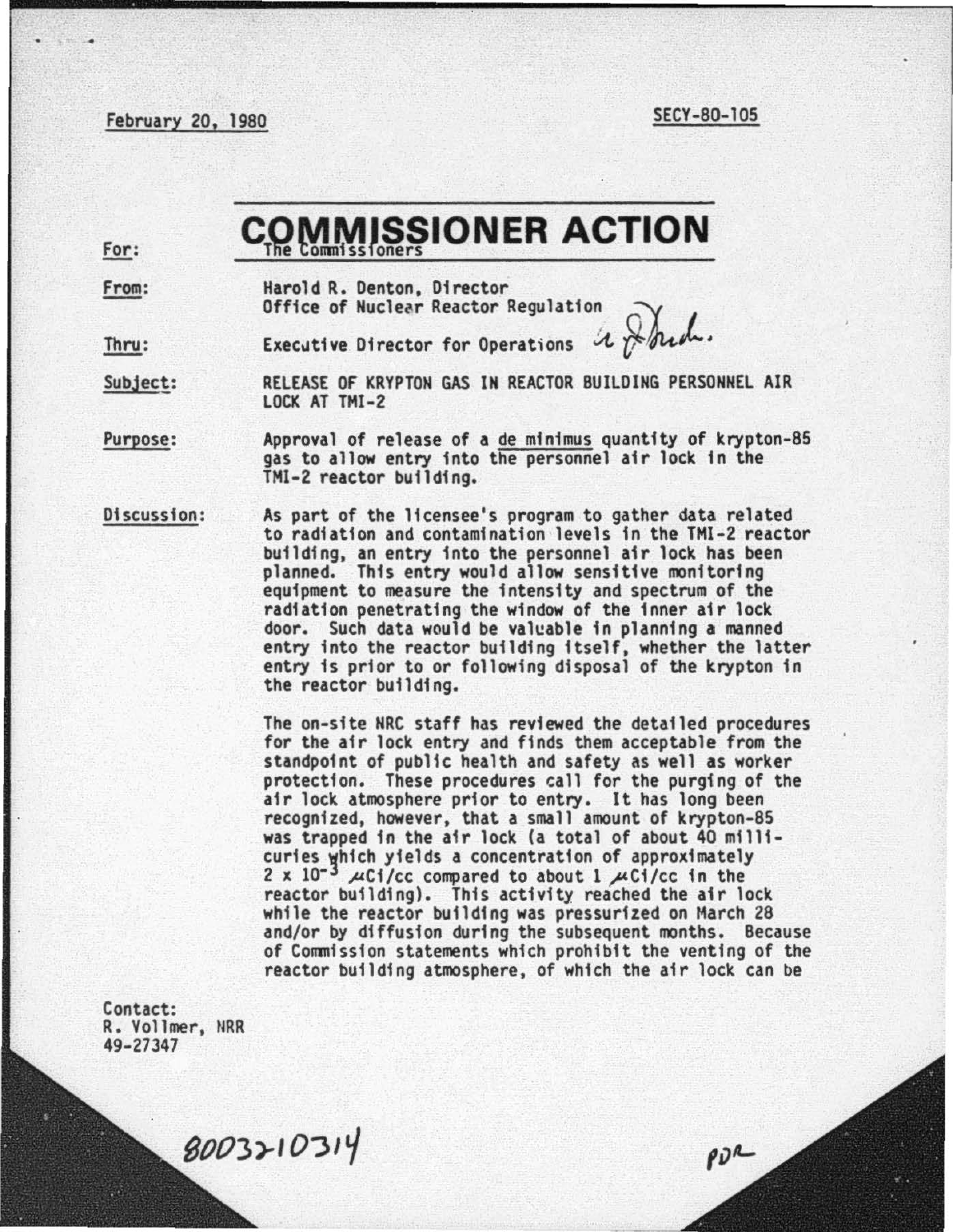February 20, 1980 SECY-80-105

# COMMISSIONER ACTION

**For:** The Commissioners

**From:** Harold R. Denton, Director
Office of Nuclear Reactor Regulation

**Thru:** Executive Director for Operations

**Subject:** RELEASE OF KRYPTON GAS IN REACTOR BUILDING PERSONNEL AIR LOCK AT TMI-2

**Purpose:** Approval of release of a de minimus quantity of krypton-85 gas to allow entry into the personnel air lock in the TMI-2 reactor building.

**Discussion:** As part of the licensee's program to gather data related to radiation and contamination levels in the TMI-2 reactor building, an entry into the personnel air lock has been planned. This entry would allow sensitive monitoring equipment to measure the intensity and spectrum of the radiation penetrating the window of the inner air lock door. Such data would be valuable in planning a manned entry into the reactor building itself, whether the latter entry is prior to or following disposal of the krypton in the reactor building.

The on-site NRC staff has reviewed the detailed procedures for the air lock entry and finds them acceptable from the standpoint of public health and safety as well as worker protection. These procedures call for the purging of the air lock atmosphere prior to entry. It has long been recognized, however, that a small amount of krypton-85 was trapped in the air lock (a total of about 40 millicuries which yields a concentration of approximately $2 \times 10^{-3}$ $\mu$Ci/cc compared to about 1 $\mu$Ci/cc in the reactor building). This activity reached the air lock while the reactor building was pressurized on March 28 and/or by diffusion during the subsequent months. Because of Commission statements which prohibit the venting of the reactor building atmosphere, of which the air lock can be

Contact:
R. Vollmer, NRR
49-27347

8003210314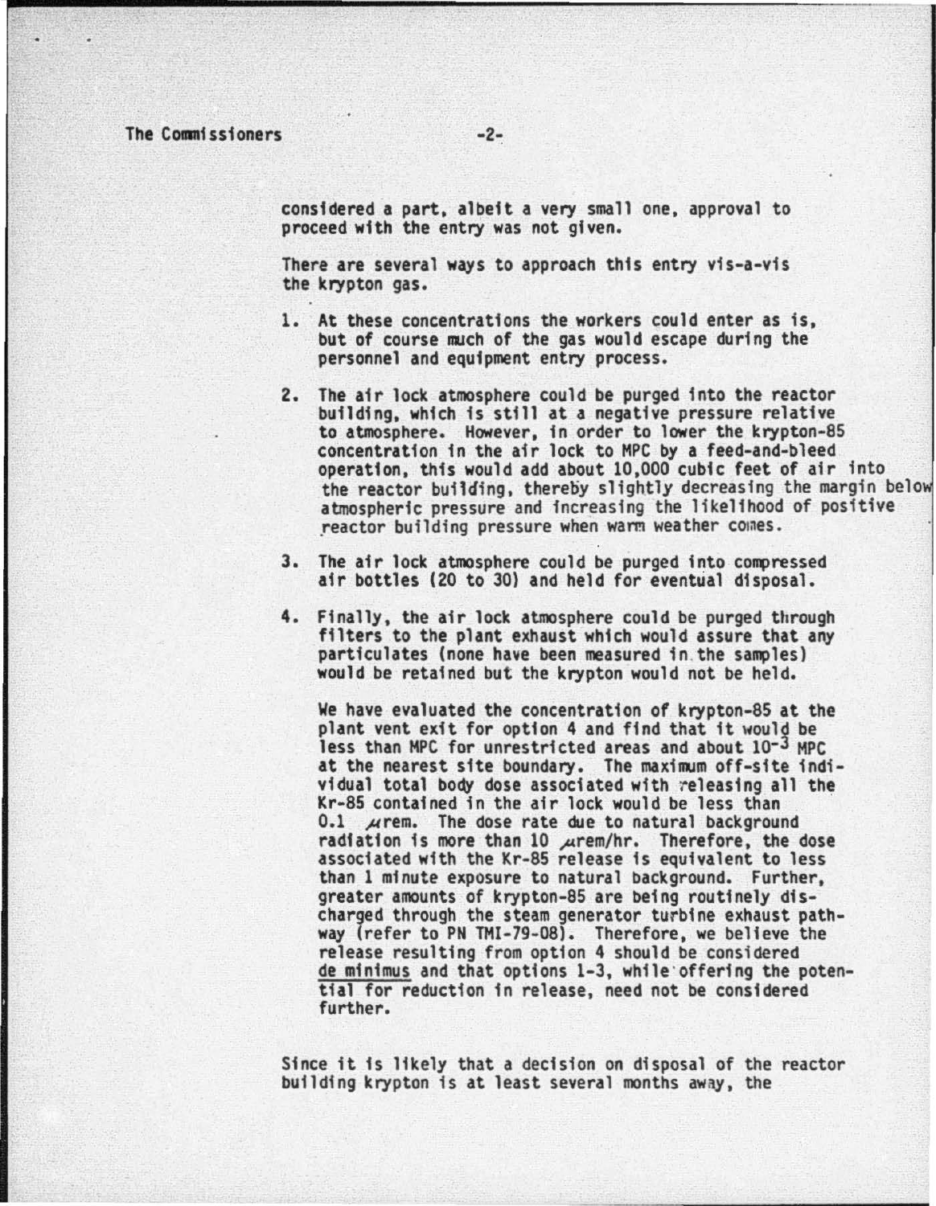considered a part, albeit a very small one, approval to proceed with the entry was not given.

There are several ways to approach this entry vis-a-vis the krypton gas.

1. At these concentrations the workers could enter as is, but of course much of the gas would escape during the personnel and equipment entry process.

2. The air lock atmosphere could be purged into the reactor building, which is still at a negative pressure relative to atmosphere. However, in order to lower the krypton-85 concentration in the air lock to MPC by a feed-and-bleed operation, this would add about 10,000 cubic feet of air into the reactor building, thereby slightly decreasing the margin below atmospheric pressure and increasing the likelihood of positive reactor building pressure when warm weather comes.

3. The air lock atmosphere could be purged into compressed air bottles (20 to 30) and held for eventual disposal.

4. Finally, the air lock atmosphere could be purged through filters to the plant exhaust which would assure that any particulates (none have been measured in the samples) would be retained but the krypton would not be held.

   We have evaluated the concentration of krypton-85 at the plant vent exit for option 4 and find that it would be less than MPC for unrestricted areas and about $10^{-3}$ MPC at the nearest site boundary. The maximum off-site individual total body dose associated with releasing all the Kr-85 contained in the air lock would be less than 0.1 $\mu$rem. The dose rate due to natural background radiation is more than 10 $\mu$rem/hr. Therefore, the dose associated with the Kr-85 release is equivalent to less than 1 minute exposure to natural background. Further, greater amounts of krypton-85 are being routinely discharged through the steam generator turbine exhaust pathway (refer to PN TMI-79-08). Therefore, we believe the release resulting from option 4 should be considered de minimus and that options 1-3, while offering the potential for reduction in release, need not be considered further.

Since it is likely that a decision on disposal of the reactor building krypton is at least several months away, the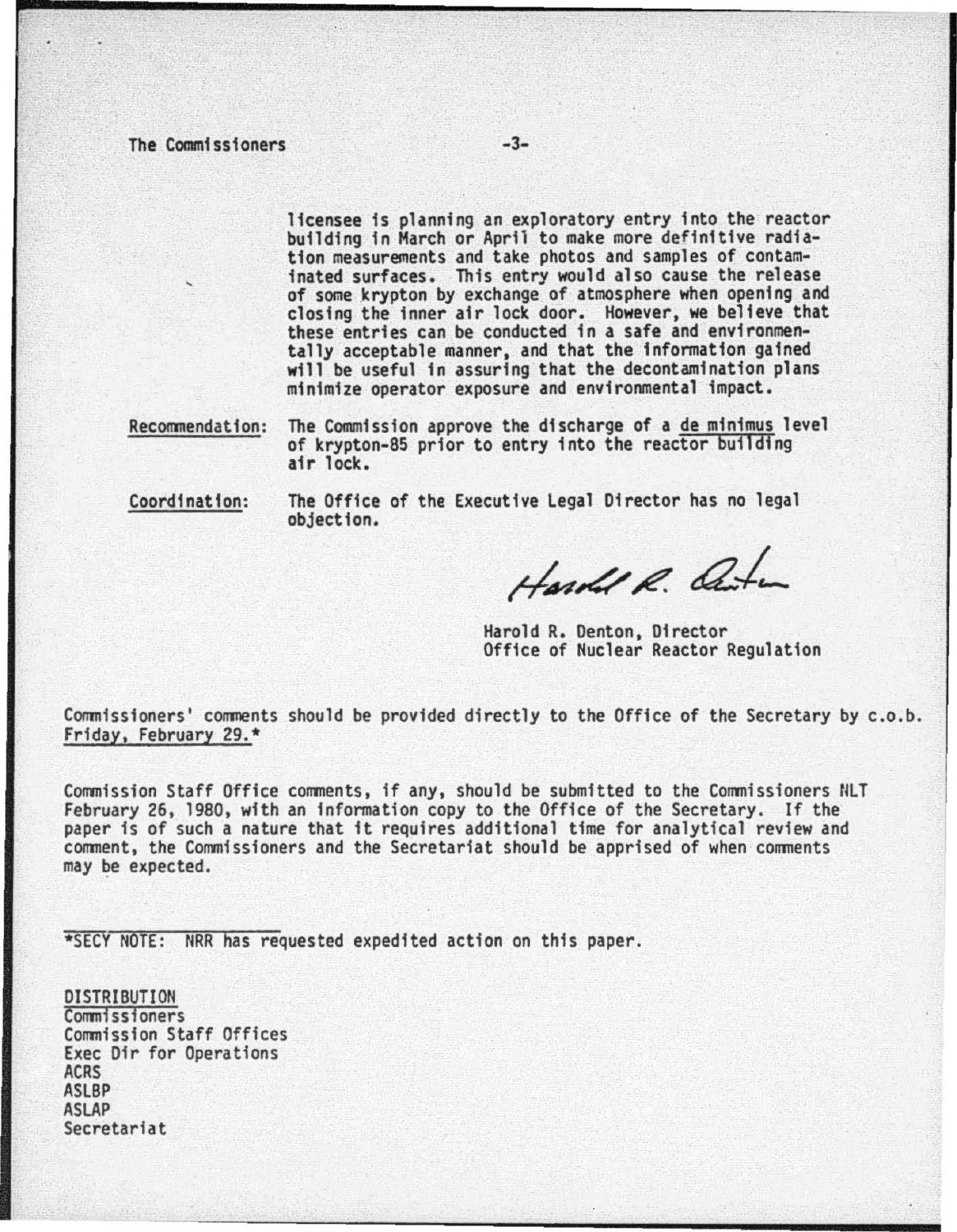licensee is planning an exploratory entry into the reactor building in March or April to make more definitive radiation measurements and take photos and samples of contaminated surfaces. This entry would also cause the release of some krypton by exchange of atmosphere when opening and closing the inner air lock door. However, we believe that these entries can be conducted in a safe and environmentally acceptable manner, and that the information gained will be useful in assuring that the decontamination plans minimize operator exposure and environmental impact.

Recommendation: The Commission approve the discharge of a de minimus level of krypton-85 prior to entry into the reactor building air lock.

Coordination: The Office of the Executive Legal Director has no legal objection.

Harold R. Denton

Harold R. Denton, Director
Office of Nuclear Reactor Regulation

Commissioners' comments should be provided directly to the Office of the Secretary by c.o.b. Friday, February 29.*

Commission Staff Office comments, if any, should be submitted to the Commissioners NLT February 26, 1980, with an information copy to the Office of the Secretary. If the paper is of such a nature that it requires additional time for analytical review and comment, the Commissioners and the Secretariat should be apprised of when comments may be expected.

*SECY NOTE: NRR has requested expedited action on this paper.

DISTRIBUTION
Commissioners
Commission Staff Offices
Exec Dir for Operations
ACRS
ASLBP
ASLAP
Secretariat